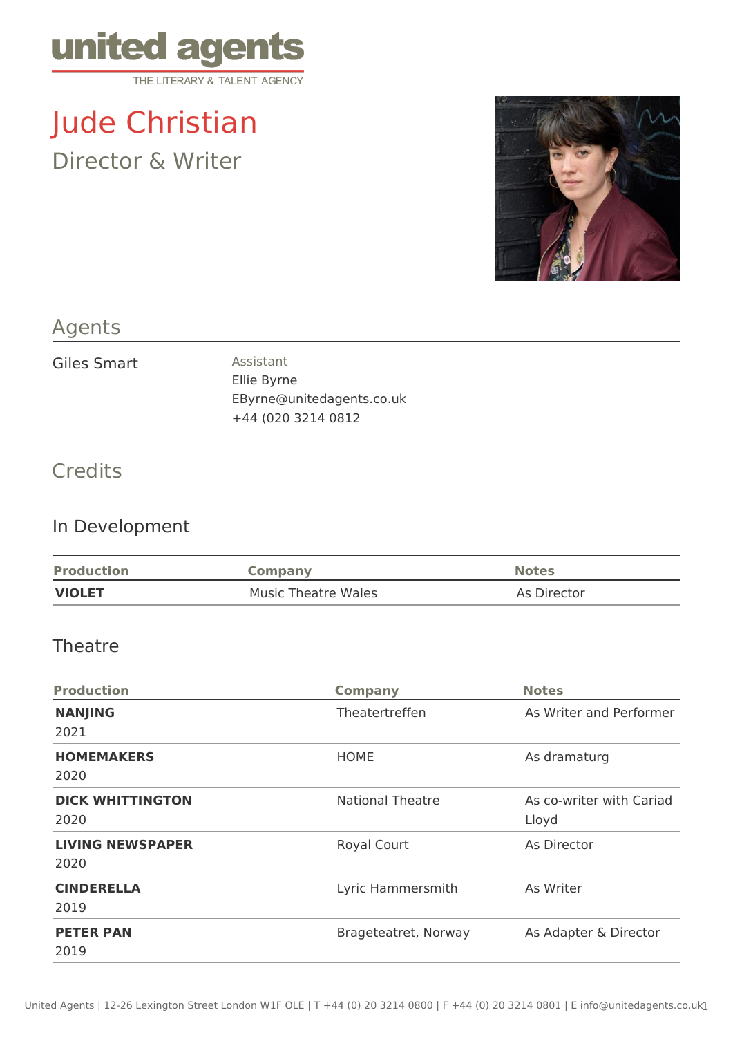# Jude Christian

## Director & Writer

## Agents

Giles Smart

Assistant
Ellie Byrne
EByrne@unitedagents.co.uk
+44 (020 3214 0812

## Credits

### In Development

| Production | Company | Notes |
| --- | --- | --- |
| **VIOLET** | Music Theatre Wales | As Director |

### Theatre

| Production | Company | Notes |
| --- | --- | --- |
| **NANJING** 2021 | Theatertreffen | As Writer and Performer |
| **HOMEMAKERS** 2020 | HOME | As dramaturg |
| **DICK WHITTINGTON** 2020 | National Theatre | As co-writer with Cariad Lloyd |
| **LIVING NEWSPAPER** 2020 | Royal Court | As Director |
| **CINDERELLA** 2019 | Lyric Hammersmith | As Writer |
| **PETER PAN** 2019 | Brageteatret, Norway | As Adapter & Director |

United Agents | 12-26 Lexington Street London W1F OLE | T +44 (0) 20 3214 0800 | F +44 (0) 20 3214 0801 | E info@unitedagents.co.uk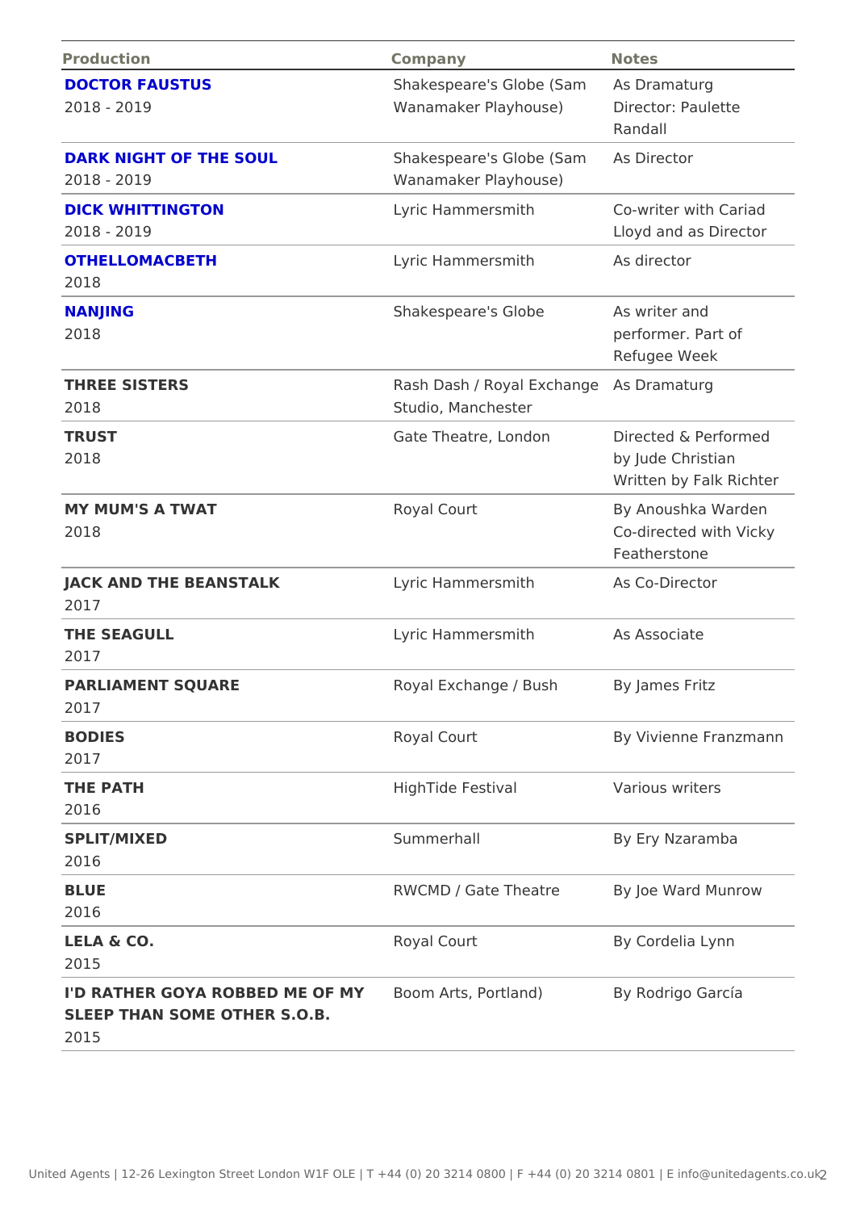| Production | Company | Notes |
| --- | --- | --- |
| **DOCTOR FAUSTUS** 2018 - 2019 | Shakespeare's Globe (Sam Wanamaker Playhouse) | As Dramaturg Director: Paulette Randall |
| **DARK NIGHT OF THE SOUL** 2018 - 2019 | Shakespeare's Globe (Sam Wanamaker Playhouse) | As Director |
| **DICK WHITTINGTON** 2018 - 2019 | Lyric Hammersmith | Co-writer with Cariad Lloyd and as Director |
| **OTHELLOMACBETH** 2018 | Lyric Hammersmith | As director |
| **NANJING** 2018 | Shakespeare's Globe | As writer and performer. Part of Refugee Week |
| **THREE SISTERS** 2018 | Rash Dash / Royal Exchange Studio, Manchester | As Dramaturg |
| **TRUST** 2018 | Gate Theatre, London | Directed & Performed by Jude Christian Written by Falk Richter |
| **MY MUM'S A TWAT** 2018 | Royal Court | By Anoushka Warden Co-directed with Vicky Featherstone |
| **JACK AND THE BEANSTALK** 2017 | Lyric Hammersmith | As Co-Director |
| **THE SEAGULL** 2017 | Lyric Hammersmith | As Associate |
| **PARLIAMENT SQUARE** 2017 | Royal Exchange / Bush | By James Fritz |
| **BODIES** 2017 | Royal Court | By Vivienne Franzmann |
| **THE PATH** 2016 | HighTide Festival | Various writers |
| **SPLIT/MIXED** 2016 | Summerhall | By Ery Nzaramba |
| **BLUE** 2016 | RWCMD / Gate Theatre | By Joe Ward Munrow |
| **LELA & CO.** 2015 | Royal Court | By Cordelia Lynn |
| **I'D RATHER GOYA ROBBED ME OF MY SLEEP THAN SOME OTHER S.O.B.** 2015 | Boom Arts, Portland) | By Rodrigo García |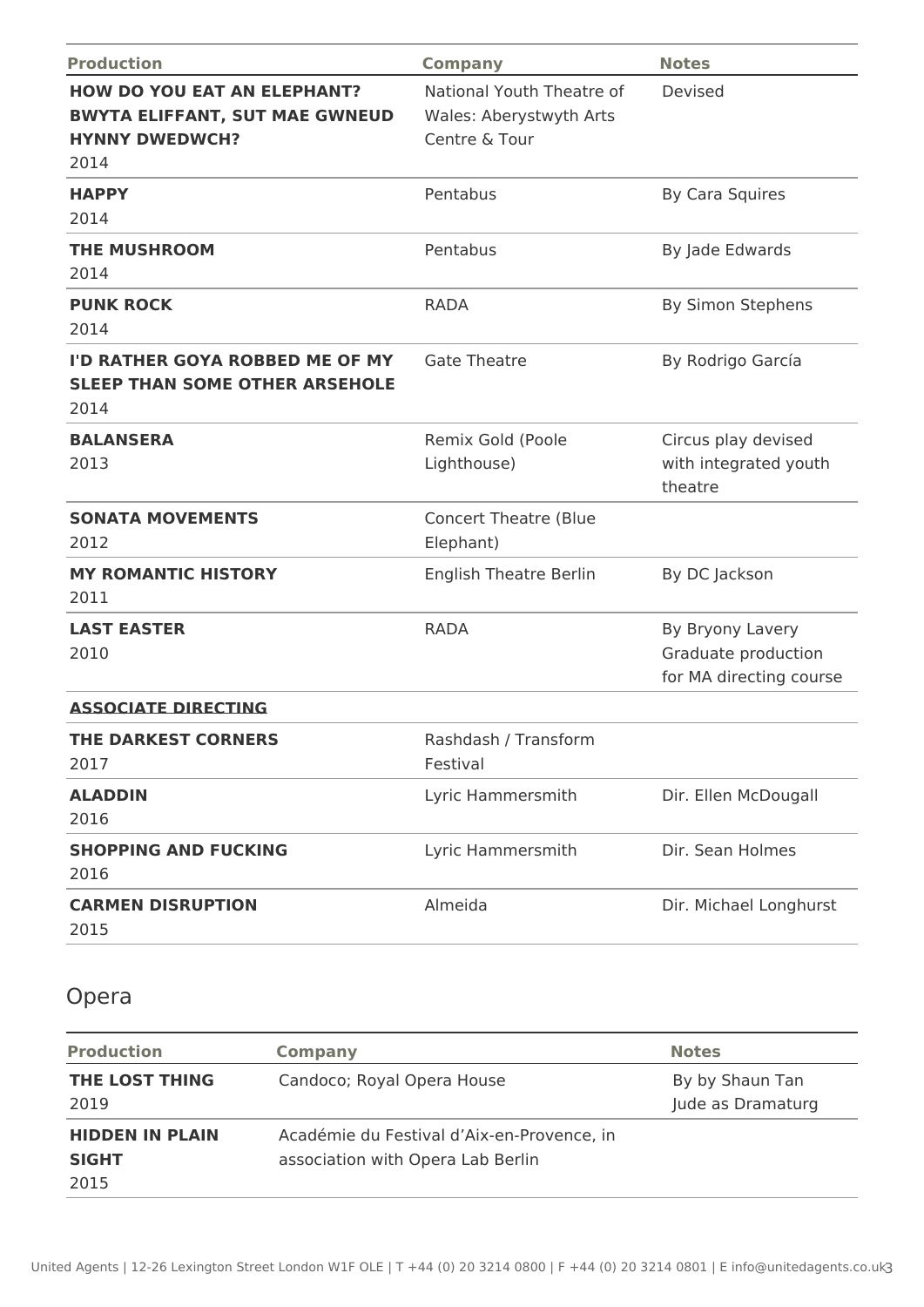| Production | Company | Notes |
|---|---|---|
| **HOW DO YOU EAT AN ELEPHANT? BWYTA ELIFFANT, SUT MAE GWNEUD HYNNY DWEDWCH?** 2014 | National Youth Theatre of Wales: Aberystwyth Arts Centre & Tour | Devised |
| **HAPPY** 2014 | Pentabus | By Cara Squires |
| **THE MUSHROOM** 2014 | Pentabus | By Jade Edwards |
| **PUNK ROCK** 2014 | RADA | By Simon Stephens |
| **I'D RATHER GOYA ROBBED ME OF MY SLEEP THAN SOME OTHER ARSEHOLE** 2014 | Gate Theatre | By Rodrigo García |
| **BALANSERA** 2013 | Remix Gold (Poole Lighthouse) | Circus play devised with integrated youth theatre |
| **SONATA MOVEMENTS** 2012 | Concert Theatre (Blue Elephant) | |
| **MY ROMANTIC HISTORY** 2011 | English Theatre Berlin | By DC Jackson |
| **LAST EASTER** 2010 | RADA | By Bryony Lavery Graduate production for MA directing course |
| **ASSOCIATE DIRECTING** | | |
| **THE DARKEST CORNERS** 2017 | Rashdash / Transform Festival | |
| **ALADDIN** 2016 | Lyric Hammersmith | Dir. Ellen McDougall |
| **SHOPPING AND FUCKING** 2016 | Lyric Hammersmith | Dir. Sean Holmes |
| **CARMEN DISRUPTION** 2015 | Almeida | Dir. Michael Longhurst |

## Opera

| Production | Company | Notes |
|---|---|---|
| **THE LOST THING** 2019 | Candoco; Royal Opera House | By by Shaun Tan Jude as Dramaturg |
| **HIDDEN IN PLAIN SIGHT** 2015 | Académie du Festival d'Aix-en-Provence, in association with Opera Lab Berlin | |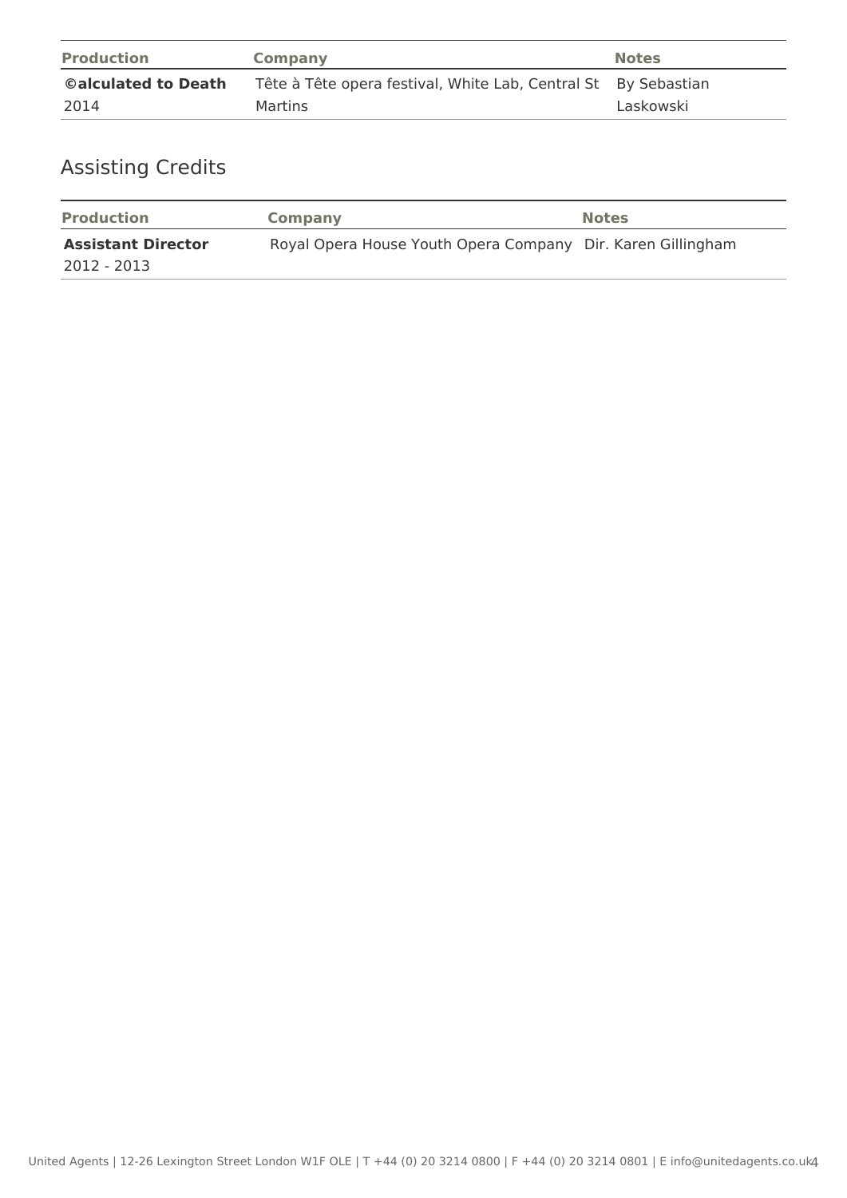| Production | Company | Notes |
| --- | --- | --- |
| **©alculated to Death** 2014 | Tête à Tête opera festival, White Lab, Central St Martins | By Sebastian Laskowski |

## Assisting Credits

| Production | Company | Notes |
| --- | --- | --- |
| **Assistant Director** 2012 - 2013 | Royal Opera House Youth Opera Company | Dir. Karen Gillingham |